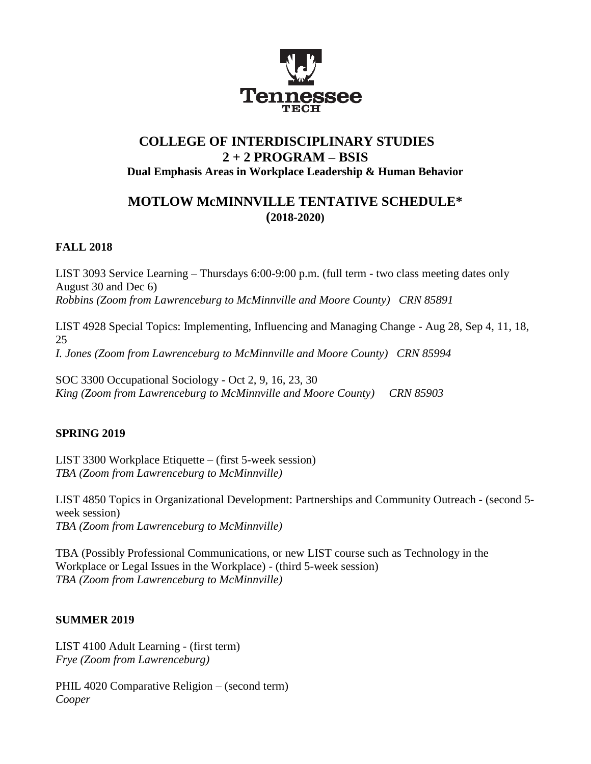# COLLEGE OF INTERDISCIPLINARY STUDIES
## 2 + 2 PROGRAM – BSIS
### Dual Emphasis Areas in Workplace Leadership & Human Behavior

## MOTLOW McMINNVILLE TENTATIVE SCHEDULE*
### (2018-2020)

**FALL 2018**

LIST 3093 Service Learning – Thursdays 6:00-9:00 p.m. (full term - two class meeting dates only August 30 and Dec 6)
*Robbins (Zoom from Lawrenceburg to McMinnville and Moore County) CRN 85891*

LIST 4928 Special Topics: Implementing, Influencing and Managing Change - Aug 28, Sep 4, 11, 18, 25
*I. Jones (Zoom from Lawrenceburg to McMinnville and Moore County) CRN 85994*

SOC 3300 Occupational Sociology - Oct 2, 9, 16, 23, 30
*King (Zoom from Lawrenceburg to McMinnville and Moore County) CRN 85903*

**SPRING 2019**

LIST 3300 Workplace Etiquette – (first 5-week session)
*TBA (Zoom from Lawrenceburg to McMinnville)*

LIST 4850 Topics in Organizational Development: Partnerships and Community Outreach - (second 5-week session)
*TBA (Zoom from Lawrenceburg to McMinnville)*

TBA (Possibly Professional Communications, or new LIST course such as Technology in the Workplace or Legal Issues in the Workplace) - (third 5-week session)
*TBA (Zoom from Lawrenceburg to McMinnville)*

**SUMMER 2019**

LIST 4100 Adult Learning - (first term)
*Frye (Zoom from Lawrenceburg)*

PHIL 4020 Comparative Religion – (second term)
*Cooper*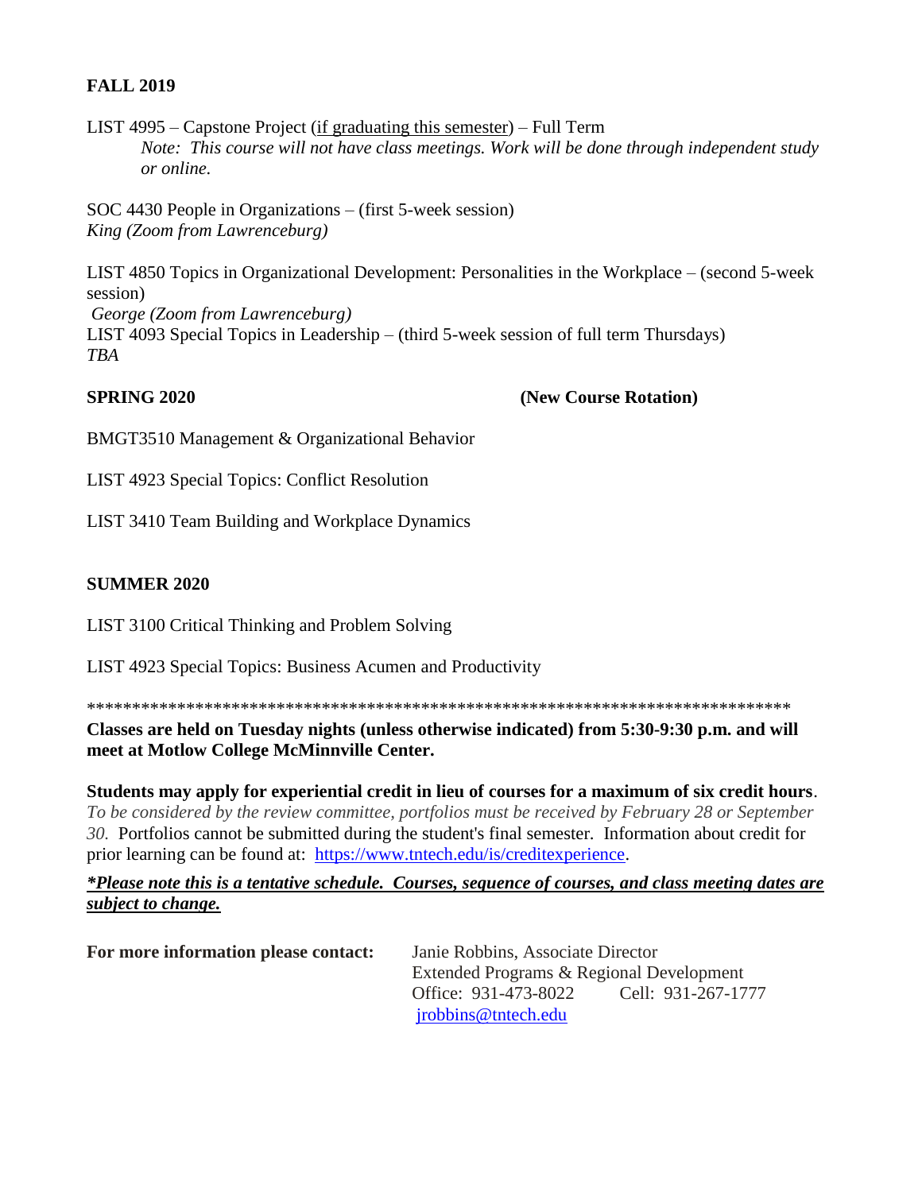**FALL 2019**

LIST 4995 – Capstone Project (if graduating this semester) – Full Term

*Note: This course will not have class meetings. Work will be done through independent study or online.*

SOC 4430 People in Organizations – (first 5-week session)
*King (Zoom from Lawrenceburg)*

LIST 4850 Topics in Organizational Development: Personalities in the Workplace – (second 5-week session)
*George (Zoom from Lawrenceburg)*
LIST 4093 Special Topics in Leadership – (third 5-week session of full term Thursdays)
*TBA*

**SPRING 2020** **(New Course Rotation)**

BMGT3510 Management & Organizational Behavior

LIST 4923 Special Topics: Conflict Resolution

LIST 3410 Team Building and Workplace Dynamics

**SUMMER 2020**

LIST 3100 Critical Thinking and Problem Solving

LIST 4923 Special Topics: Business Acumen and Productivity

*******************************************************************************

**Classes are held on Tuesday nights (unless otherwise indicated) from 5:30-9:30 p.m. and will meet at Motlow College McMinnville Center.**

**Students may apply for experiential credit in lieu of courses for a maximum of six credit hours**. *To be considered by the review committee, portfolios must be received by February 28 or September 30.* Portfolios cannot be submitted during the student's final semester. Information about credit for prior learning can be found at: https://www.tntech.edu/is/creditexperience.

***Please note this is a tentative schedule. Courses, sequence of courses, and class meeting dates are subject to change.***

**For more information please contact:** Janie Robbins, Associate Director
Extended Programs & Regional Development
Office: 931-473-8022 Cell: 931-267-1777
jrobbins@tntech.edu